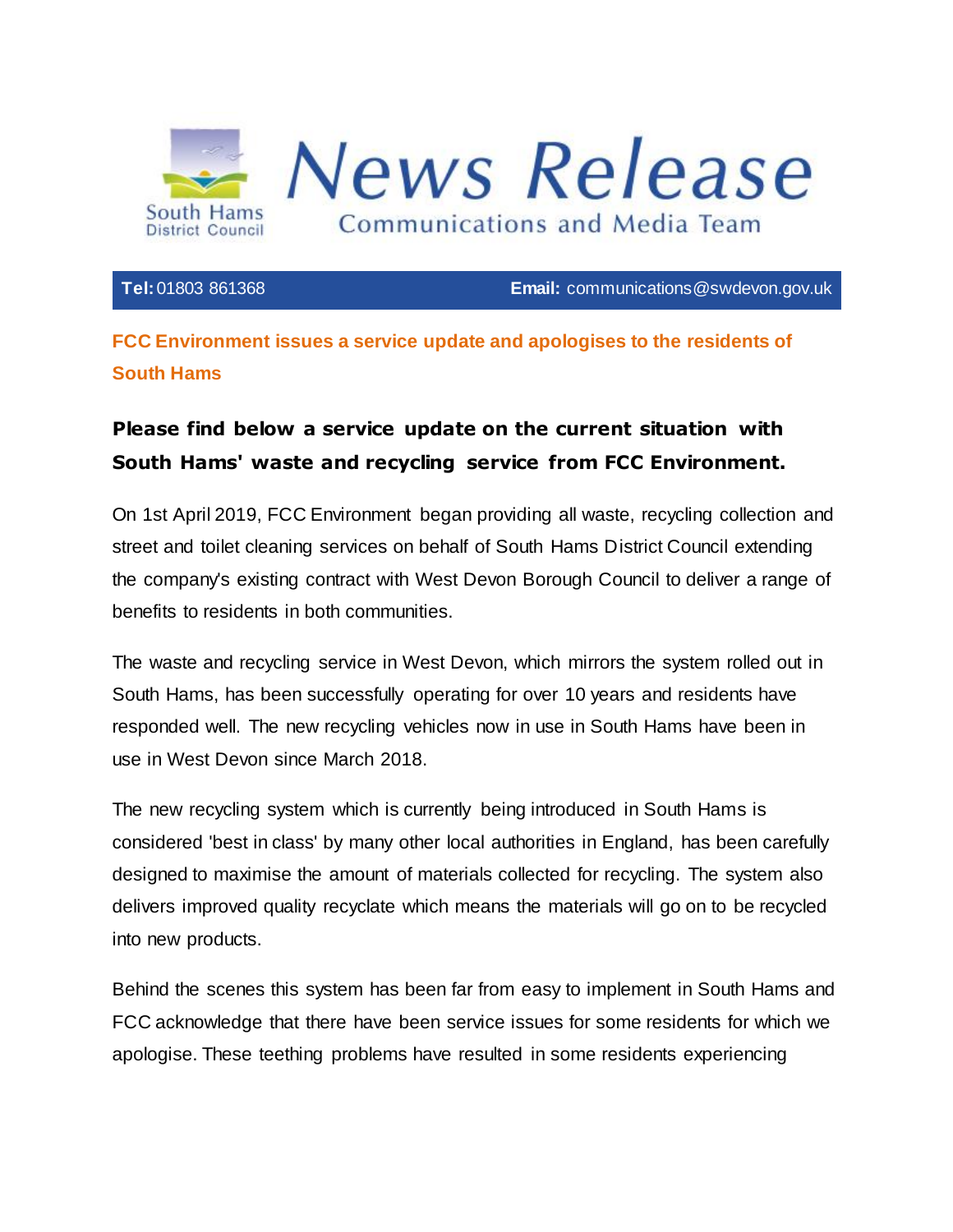South Hams District Council

# News Release

Communications and Media Team

**Tel:** 01803 861368 **Email:** communications@swdevon.gov.uk

## FCC Environment issues a service update and apologises to the residents of South Hams

### Please find below a service update on the current situation with South Hams' waste and recycling service from FCC Environment.

On 1st April 2019, FCC Environment began providing all waste, recycling collection and street and toilet cleaning services on behalf of South Hams District Council extending the company's existing contract with West Devon Borough Council to deliver a range of benefits to residents in both communities.

The waste and recycling service in West Devon, which mirrors the system rolled out in South Hams, has been successfully operating for over 10 years and residents have responded well. The new recycling vehicles now in use in South Hams have been in use in West Devon since March 2018.

The new recycling system which is currently being introduced in South Hams is considered 'best in class' by many other local authorities in England, has been carefully designed to maximise the amount of materials collected for recycling. The system also delivers improved quality recyclate which means the materials will go on to be recycled into new products.

Behind the scenes this system has been far from easy to implement in South Hams and FCC acknowledge that there have been service issues for some residents for which we apologise. These teething problems have resulted in some residents experiencing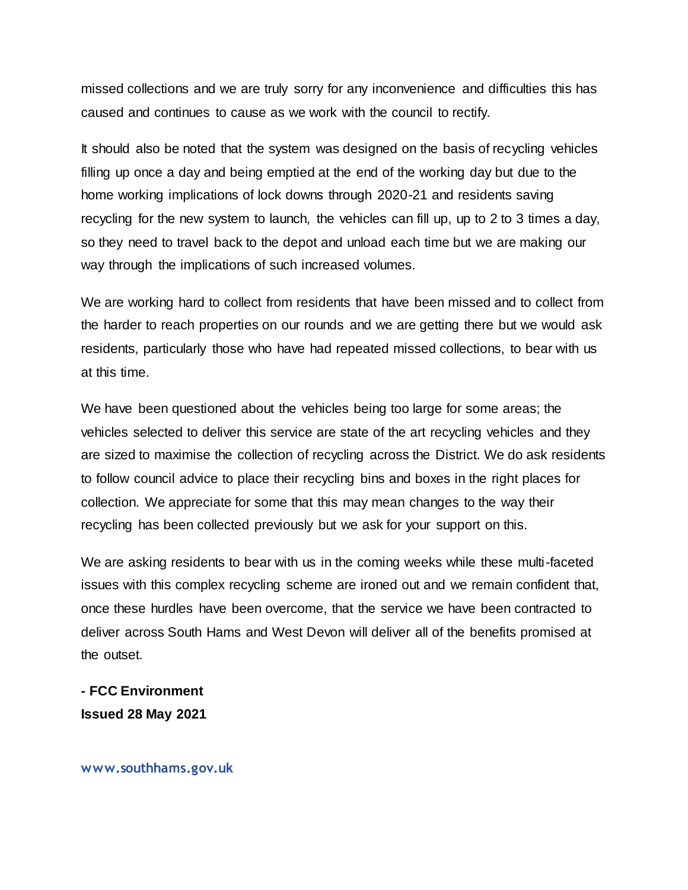missed collections and we are truly sorry for any inconvenience and difficulties this has caused and continues to cause as we work with the council to rectify.

It should also be noted that the system was designed on the basis of recycling vehicles filling up once a day and being emptied at the end of the working day but due to the home working implications of lock downs through 2020-21 and residents saving recycling for the new system to launch, the vehicles can fill up, up to 2 to 3 times a day, so they need to travel back to the depot and unload each time but we are making our way through the implications of such increased volumes.

We are working hard to collect from residents that have been missed and to collect from the harder to reach properties on our rounds and we are getting there but we would ask residents, particularly those who have had repeated missed collections, to bear with us at this time.

We have been questioned about the vehicles being too large for some areas; the vehicles selected to deliver this service are state of the art recycling vehicles and they are sized to maximise the collection of recycling across the District. We do ask residents to follow council advice to place their recycling bins and boxes in the right places for collection. We appreciate for some that this may mean changes to the way their recycling has been collected previously but we ask for your support on this.

We are asking residents to bear with us in the coming weeks while these multi-faceted issues with this complex recycling scheme are ironed out and we remain confident that, once these hurdles have been overcome, that the service we have been contracted to deliver across South Hams and West Devon will deliver all of the benefits promised at the outset.

**- FCC Environment**
**Issued 28 May 2021**

www.southhams.gov.uk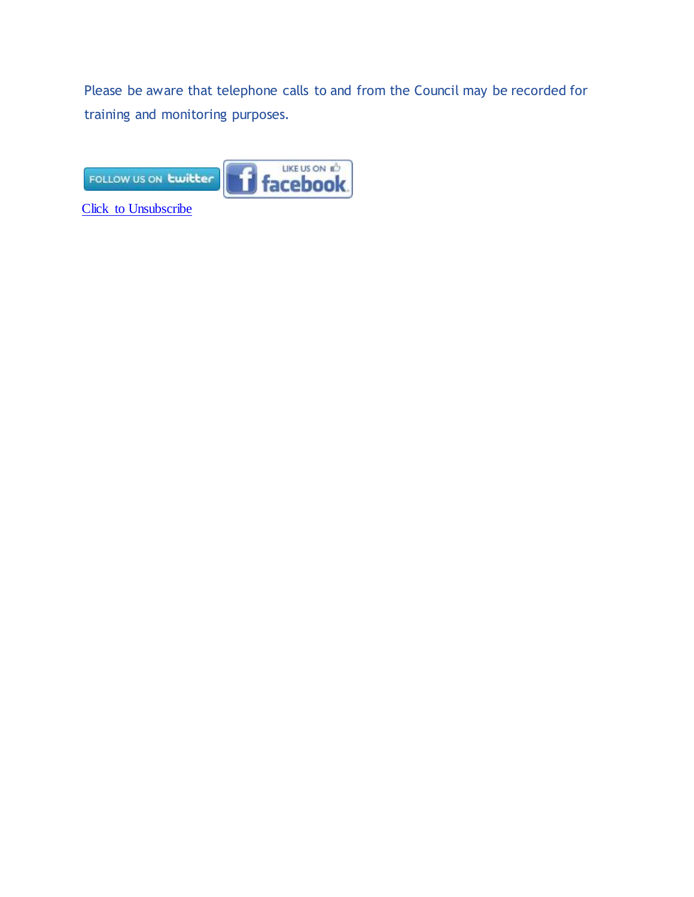Please be aware that telephone calls to and from the Council may be recorded for training and monitoring purposes.

FOLLOW US ON twitter LIKE US ON facebook

Click to Unsubscribe